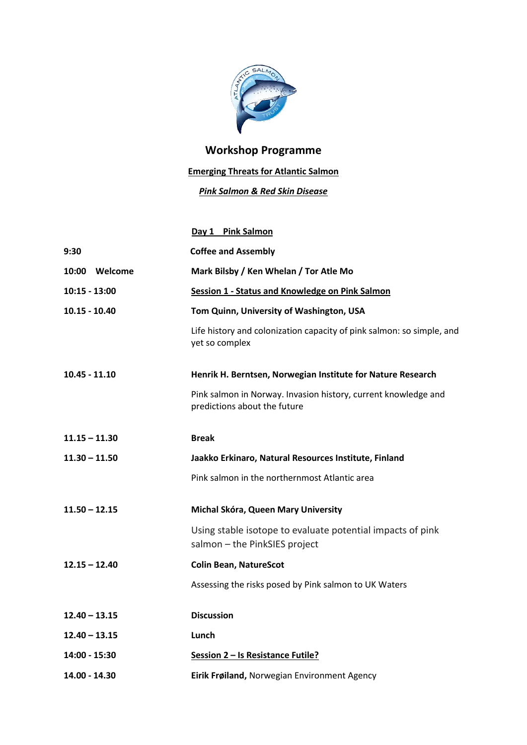# Workshop Programme

**Emerging Threats for Atlantic Salmon**

***Pink Salmon & Red Skin Disease***

## Day 1 Pink Salmon

| | |
|---|---|
| **9:30** | **Coffee and Assembly** |
| **10:00 Welcome** | **Mark Bilsby / Ken Whelan / Tor Atle Mo** |
| **10:15 - 13:00** | **Session 1 - Status and Knowledge on Pink Salmon** |
| **10.15 - 10.40** | **Tom Quinn, University of Washington, USA** |
| | Life history and colonization capacity of pink salmon: so simple, and yet so complex |
| **10.45 - 11.10** | **Henrik H. Berntsen, Norwegian Institute for Nature Research** |
| | Pink salmon in Norway. Invasion history, current knowledge and predictions about the future |
| **11.15 – 11.30** | **Break** |
| **11.30 – 11.50** | **Jaakko Erkinaro, Natural Resources Institute, Finland** |
| | Pink salmon in the northernmost Atlantic area |
| **11.50 – 12.15** | **Michal Skóra, Queen Mary University** |
| | Using stable isotope to evaluate potential impacts of pink salmon – the PinkSIES project |
| **12.15 – 12.40** | **Colin Bean, NatureScot** |
| | Assessing the risks posed by Pink salmon to UK Waters |
| **12.40 – 13.15** | **Discussion** |
| **12.40 – 13.15** | **Lunch** |
| **14:00 - 15:30** | **Session 2 – Is Resistance Futile?** |
| **14.00 - 14.30** | **Eirik Frøiland,** Norwegian Environment Agency |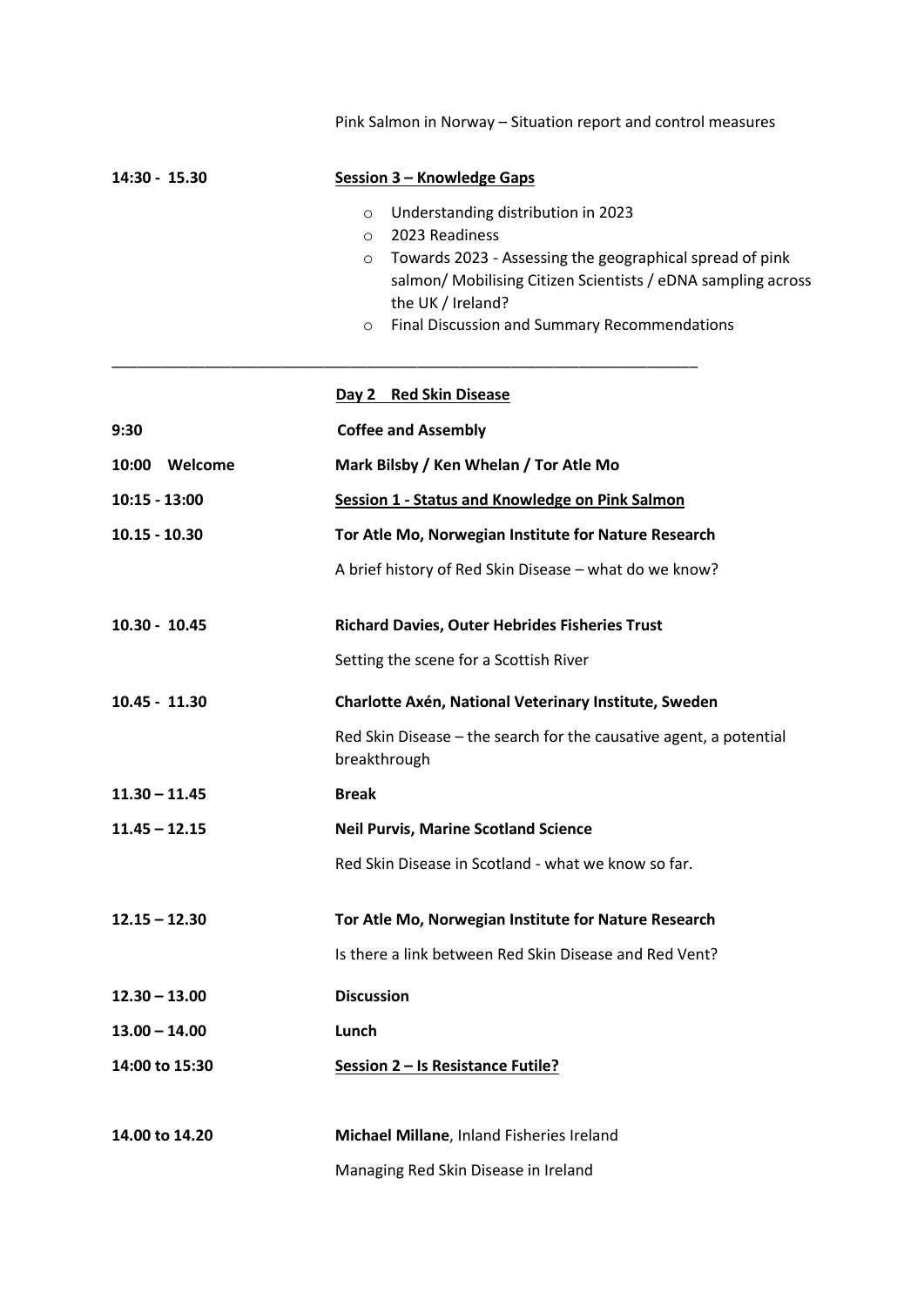Pink Salmon in Norway – Situation report and control measures

| | |
|---|---|
| **14:30 - 15.30** | **Session 3 – Knowledge Gaps** |

- Understanding distribution in 2023
- 2023 Readiness
- Towards 2023 - Assessing the geographical spread of pink salmon/ Mobilising Citizen Scientists / eDNA sampling across the UK / Ireland?
- Final Discussion and Summary Recommendations

---

## Day 2 Red Skin Disease

| | |
|---|---|
| **9:30** | **Coffee and Assembly** |
| **10:00 Welcome** | **Mark Bilsby / Ken Whelan / Tor Atle Mo** |
| **10:15 - 13:00** | **Session 1 - Status and Knowledge on Pink Salmon** |
| **10.15 - 10.30** | **Tor Atle Mo, Norwegian Institute for Nature Research** |
| | A brief history of Red Skin Disease – what do we know? |
| **10.30 - 10.45** | **Richard Davies, Outer Hebrides Fisheries Trust** |
| | Setting the scene for a Scottish River |
| **10.45 - 11.30** | **Charlotte Axén, National Veterinary Institute, Sweden** |
| | Red Skin Disease – the search for the causative agent, a potential breakthrough |
| **11.30 – 11.45** | **Break** |
| **11.45 – 12.15** | **Neil Purvis, Marine Scotland Science** |
| | Red Skin Disease in Scotland - what we know so far. |
| **12.15 – 12.30** | **Tor Atle Mo, Norwegian Institute for Nature Research** |
| | Is there a link between Red Skin Disease and Red Vent? |
| **12.30 – 13.00** | **Discussion** |
| **13.00 – 14.00** | **Lunch** |
| **14:00 to 15:30** | **Session 2 – Is Resistance Futile?** |
| **14.00 to 14.20** | **Michael Millane**, Inland Fisheries Ireland |
| | Managing Red Skin Disease in Ireland |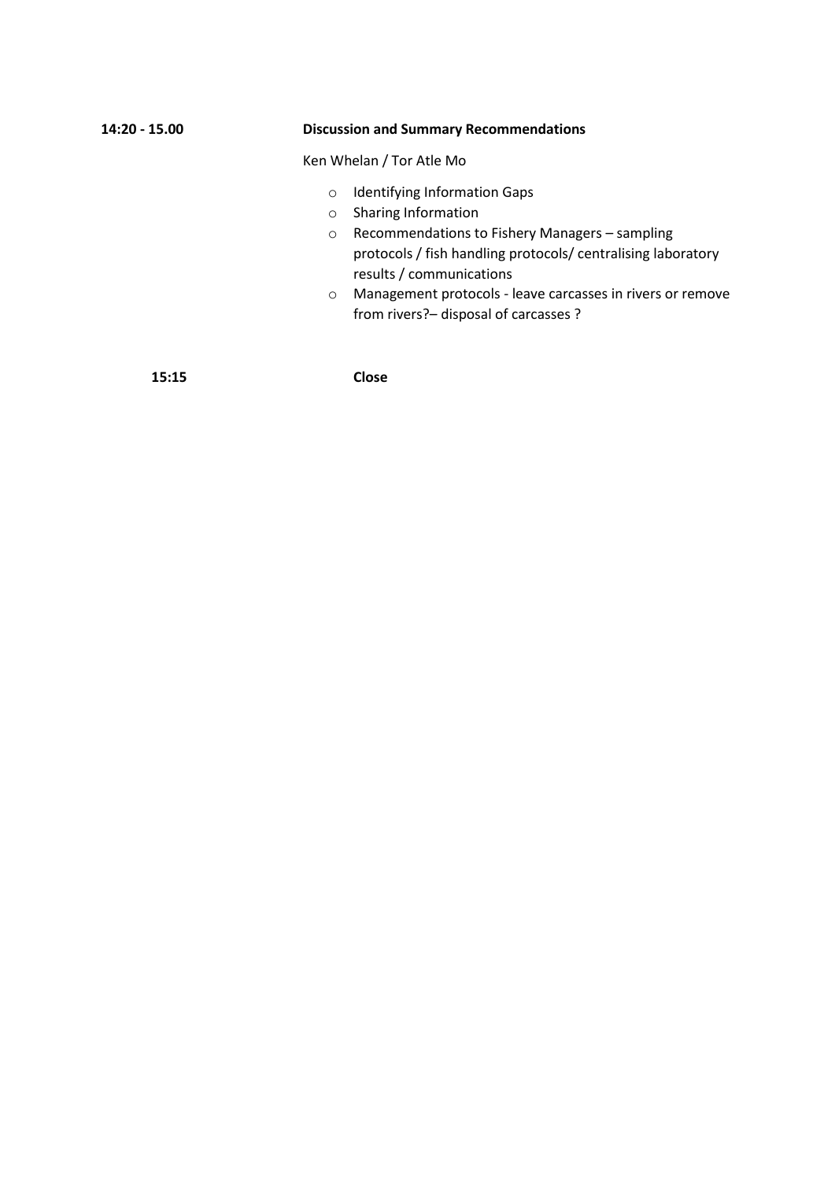**14:20 - 15.00** **Discussion and Summary Recommendations**

Ken Whelan / Tor Atle Mo

- Identifying Information Gaps
- Sharing Information
- Recommendations to Fishery Managers – sampling protocols / fish handling protocols/ centralising laboratory results / communications
- Management protocols - leave carcasses in rivers or remove from rivers?– disposal of carcasses ?

**15:15** **Close**